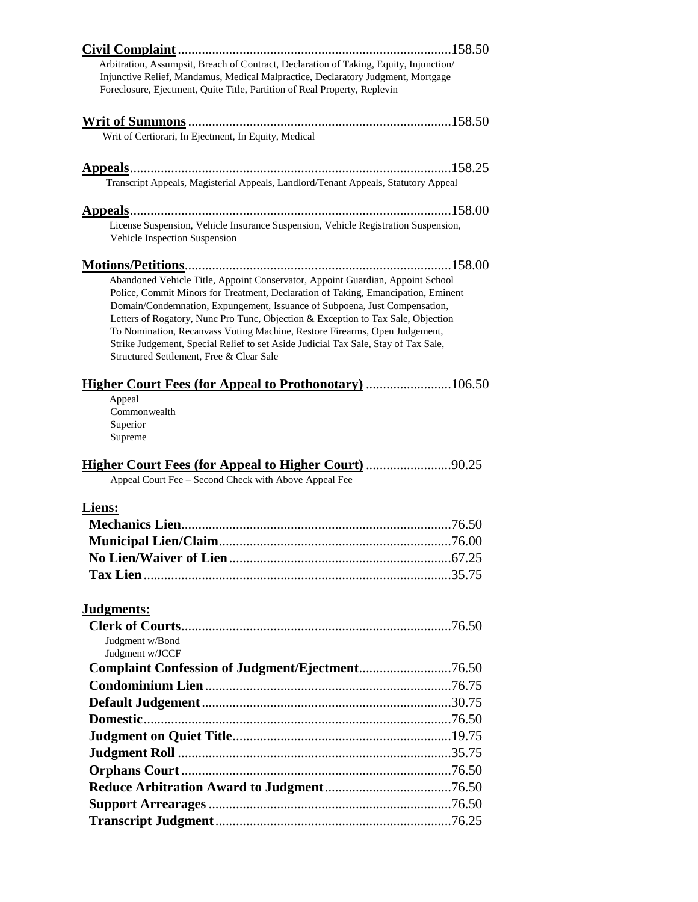**Civil Complaint**................................................................................158.50

Arbitration, Assumpsit, Breach of Contract, Declaration of Taking, Equity, Injunction/ Injunctive Relief, Mandamus, Medical Malpractice, Declaratory Judgment, Mortgage Foreclosure, Ejectment, Quite Title, Partition of Real Property, Replevin

**Writ of Summons**............................................................................158.50

Writ of Certiorari, In Ejectment, In Equity, Medical

**Appeals**.............................................................................................158.25

Transcript Appeals, Magisterial Appeals, Landlord/Tenant Appeals, Statutory Appeal

**Appeals**.............................................................................................158.00

License Suspension, Vehicle Insurance Suspension, Vehicle Registration Suspension, Vehicle Inspection Suspension

**Motions/Petitions**.............................................................................158.00

Abandoned Vehicle Title, Appoint Conservator, Appoint Guardian, Appoint School Police, Commit Minors for Treatment, Declaration of Taking, Emancipation, Eminent Domain/Condemnation, Expungement, Issuance of Subpoena, Just Compensation, Letters of Rogatory, Nunc Pro Tunc, Objection & Exception to Tax Sale, Objection To Nomination, Recanvass Voting Machine, Restore Firearms, Open Judgement, Strike Judgement, Special Relief to set Aside Judicial Tax Sale, Stay of Tax Sale, Structured Settlement, Free & Clear Sale

**Higher Court Fees (for Appeal to Prothonotary)** .........................106.50

Appeal
Commonwealth
Superior
Supreme

**Higher Court Fees (for Appeal to Higher Court)** .........................90.25

Appeal Court Fee – Second Check with Above Appeal Fee

**Liens:**

**Mechanics Lien**..............................................................................76.50
**Municipal Lien/Claim**...................................................................76.00
**No Lien/Waiver of Lien**................................................................67.25
**Tax Lien**.........................................................................................35.75

**Judgments:**

**Clerk of Courts**..............................................................................76.50

Judgment w/Bond
Judgment w/JCCF

**Complaint Confession of Judgment/Ejectment**...........................76.50
**Condominium Lien**.......................................................................76.75
**Default Judgement**........................................................................30.75
**Domestic**.........................................................................................76.50
**Judgment on Quiet Title**...............................................................19.75
**Judgment Roll** ...............................................................................35.75
**Orphans Court**..............................................................................76.50
**Reduce Arbitration Award to Judgment**.....................................76.50
**Support Arrearages** ......................................................................76.50
**Transcript Judgment**....................................................................76.25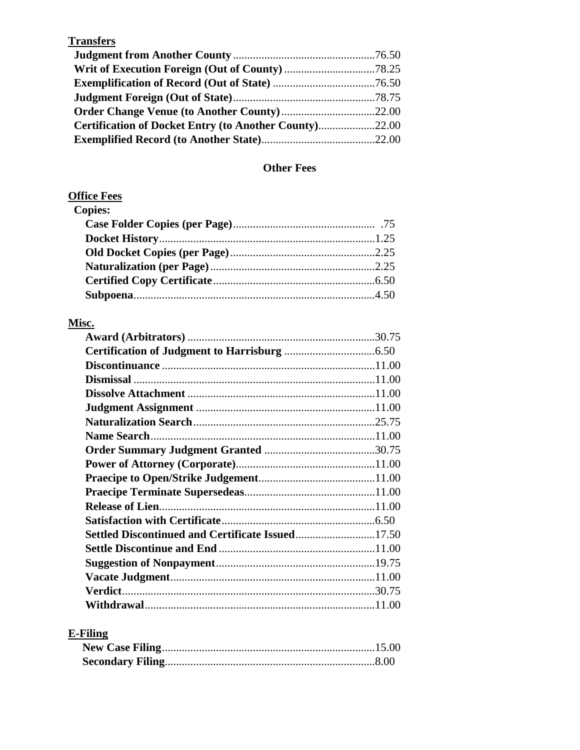**Transfers**

| | |
|---|---|
| **Judgment from Another County** | 76.50 |
| **Writ of Execution Foreign (Out of County)** | 78.25 |
| **Exemplification of Record (Out of State)** | 76.50 |
| **Judgment Foreign (Out of State)** | 78.75 |
| **Order Change Venue (to Another County)** | 22.00 |
| **Certification of Docket Entry (to Another County)** | 22.00 |
| **Exemplified Record (to Another State)** | 22.00 |

## Other Fees

**Office Fees**

**Copies:**

| | |
|---|---|
| **Case Folder Copies (per Page)** | .75 |
| **Docket History** | 1.25 |
| **Old Docket Copies (per Page)** | 2.25 |
| **Naturalization (per Page)** | 2.25 |
| **Certified Copy Certificate** | 6.50 |
| **Subpoena** | 4.50 |

**Misc.**

| | |
|---|---|
| **Award (Arbitrators)** | 30.75 |
| **Certification of Judgment to Harrisburg** | 6.50 |
| **Discontinuance** | 11.00 |
| **Dismissal** | 11.00 |
| **Dissolve Attachment** | 11.00 |
| **Judgment Assignment** | 11.00 |
| **Naturalization Search** | 25.75 |
| **Name Search** | 11.00 |
| **Order Summary Judgment Granted** | 30.75 |
| **Power of Attorney (Corporate)** | 11.00 |
| **Praecipe to Open/Strike Judgement** | 11.00 |
| **Praecipe Terminate Supersedeas** | 11.00 |
| **Release of Lien** | 11.00 |
| **Satisfaction with Certificate** | 6.50 |
| **Settled Discontinued and Certificate Issued** | 17.50 |
| **Settle Discontinue and End** | 11.00 |
| **Suggestion of Nonpayment** | 19.75 |
| **Vacate Judgment** | 11.00 |
| **Verdict** | 30.75 |
| **Withdrawal** | 11.00 |

**E-Filing**

| | |
|---|---|
| **New Case Filing** | 15.00 |
| **Secondary Filing** | 8.00 |